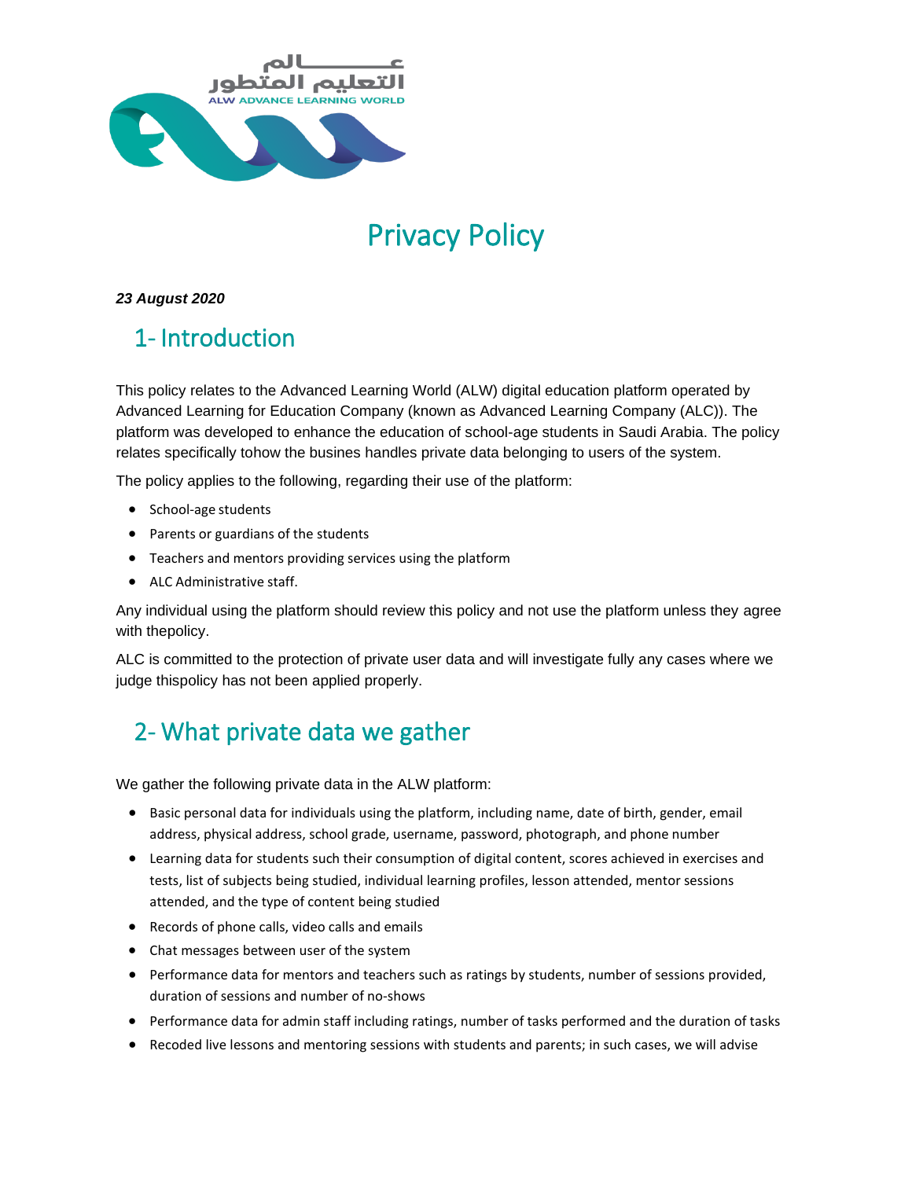# Privacy Policy

***23 August 2020***

## 1- Introduction

This policy relates to the Advanced Learning World (ALW) digital education platform operated by Advanced Learning for Education Company (known as Advanced Learning Company (ALC)). The platform was developed to enhance the education of school-age students in Saudi Arabia. The policy relates specifically tohow the busines handles private data belonging to users of the system.

The policy applies to the following, regarding their use of the platform:

- School-age students
- Parents or guardians of the students
- Teachers and mentors providing services using the platform
- ALC Administrative staff.

Any individual using the platform should review this policy and not use the platform unless they agree with thepolicy.

ALC is committed to the protection of private user data and will investigate fully any cases where we judge thispolicy has not been applied properly.

## 2- What private data we gather

We gather the following private data in the ALW platform:

- Basic personal data for individuals using the platform, including name, date of birth, gender, email address, physical address, school grade, username, password, photograph, and phone number
- Learning data for students such their consumption of digital content, scores achieved in exercises and tests, list of subjects being studied, individual learning profiles, lesson attended, mentor sessions attended, and the type of content being studied
- Records of phone calls, video calls and emails
- Chat messages between user of the system
- Performance data for mentors and teachers such as ratings by students, number of sessions provided, duration of sessions and number of no-shows
- Performance data for admin staff including ratings, number of tasks performed and the duration of tasks
- Recoded live lessons and mentoring sessions with students and parents; in such cases, we will advise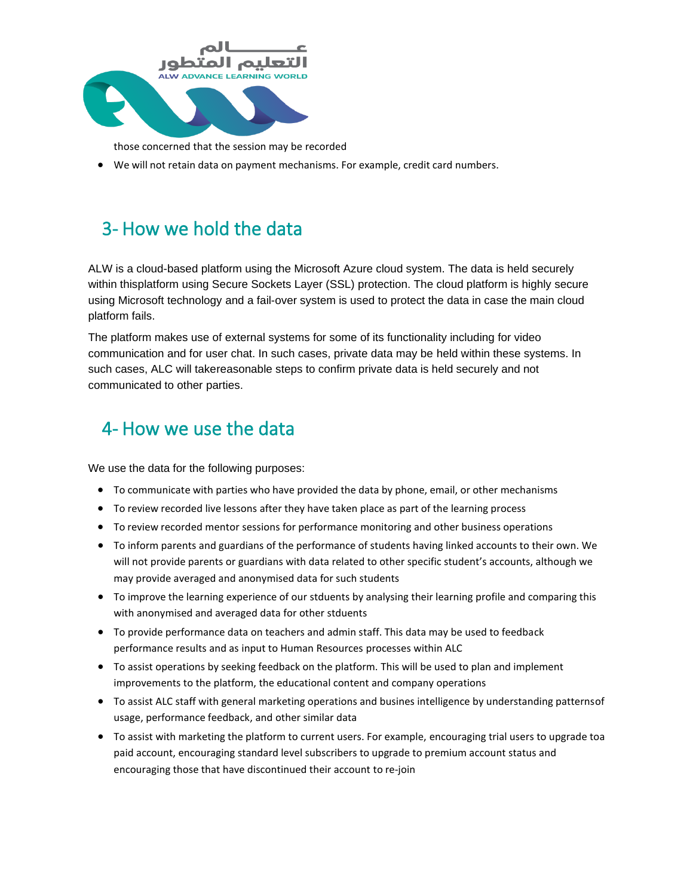those concerned that the session may be recorded

- We will not retain data on payment mechanisms. For example, credit card numbers.

## 3- How we hold the data

ALW is a cloud-based platform using the Microsoft Azure cloud system. The data is held securely within thisplatform using Secure Sockets Layer (SSL) protection. The cloud platform is highly secure using Microsoft technology and a fail-over system is used to protect the data in case the main cloud platform fails.

The platform makes use of external systems for some of its functionality including for video communication and for user chat. In such cases, private data may be held within these systems. In such cases, ALC will takereasonable steps to confirm private data is held securely and not communicated to other parties.

## 4- How we use the data

We use the data for the following purposes:

- To communicate with parties who have provided the data by phone, email, or other mechanisms
- To review recorded live lessons after they have taken place as part of the learning process
- To review recorded mentor sessions for performance monitoring and other business operations
- To inform parents and guardians of the performance of students having linked accounts to their own. We will not provide parents or guardians with data related to other specific student's accounts, although we may provide averaged and anonymised data for such students
- To improve the learning experience of our stduents by analysing their learning profile and comparing this with anonymised and averaged data for other stduents
- To provide performance data on teachers and admin staff. This data may be used to feedback performance results and as input to Human Resources processes within ALC
- To assist operations by seeking feedback on the platform. This will be used to plan and implement improvements to the platform, the educational content and company operations
- To assist ALC staff with general marketing operations and busines intelligence by understanding patternsof usage, performance feedback, and other similar data
- To assist with marketing the platform to current users. For example, encouraging trial users to upgrade toa paid account, encouraging standard level subscribers to upgrade to premium account status and encouraging those that have discontinued their account to re-join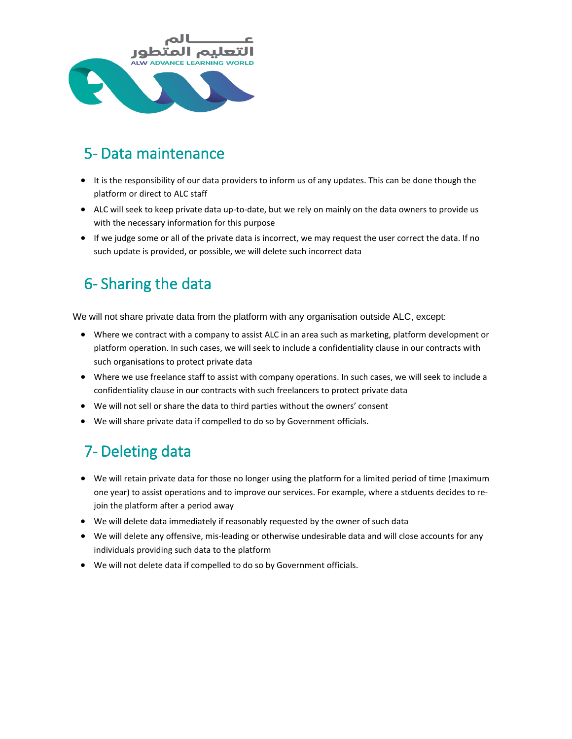## 5- Data maintenance

- It is the responsibility of our data providers to inform us of any updates. This can be done though the platform or direct to ALC staff
- ALC will seek to keep private data up-to-date, but we rely on mainly on the data owners to provide us with the necessary information for this purpose
- If we judge some or all of the private data is incorrect, we may request the user correct the data. If no such update is provided, or possible, we will delete such incorrect data

## 6- Sharing the data

We will not share private data from the platform with any organisation outside ALC, except:

- Where we contract with a company to assist ALC in an area such as marketing, platform development or platform operation. In such cases, we will seek to include a confidentiality clause in our contracts with such organisations to protect private data
- Where we use freelance staff to assist with company operations. In such cases, we will seek to include a confidentiality clause in our contracts with such freelancers to protect private data
- We will not sell or share the data to third parties without the owners' consent
- We will share private data if compelled to do so by Government officials.

## 7- Deleting data

- We will retain private data for those no longer using the platform for a limited period of time (maximum one year) to assist operations and to improve our services. For example, where a stduents decides to re-join the platform after a period away
- We will delete data immediately if reasonably requested by the owner of such data
- We will delete any offensive, mis-leading or otherwise undesirable data and will close accounts for any individuals providing such data to the platform
- We will not delete data if compelled to do so by Government officials.